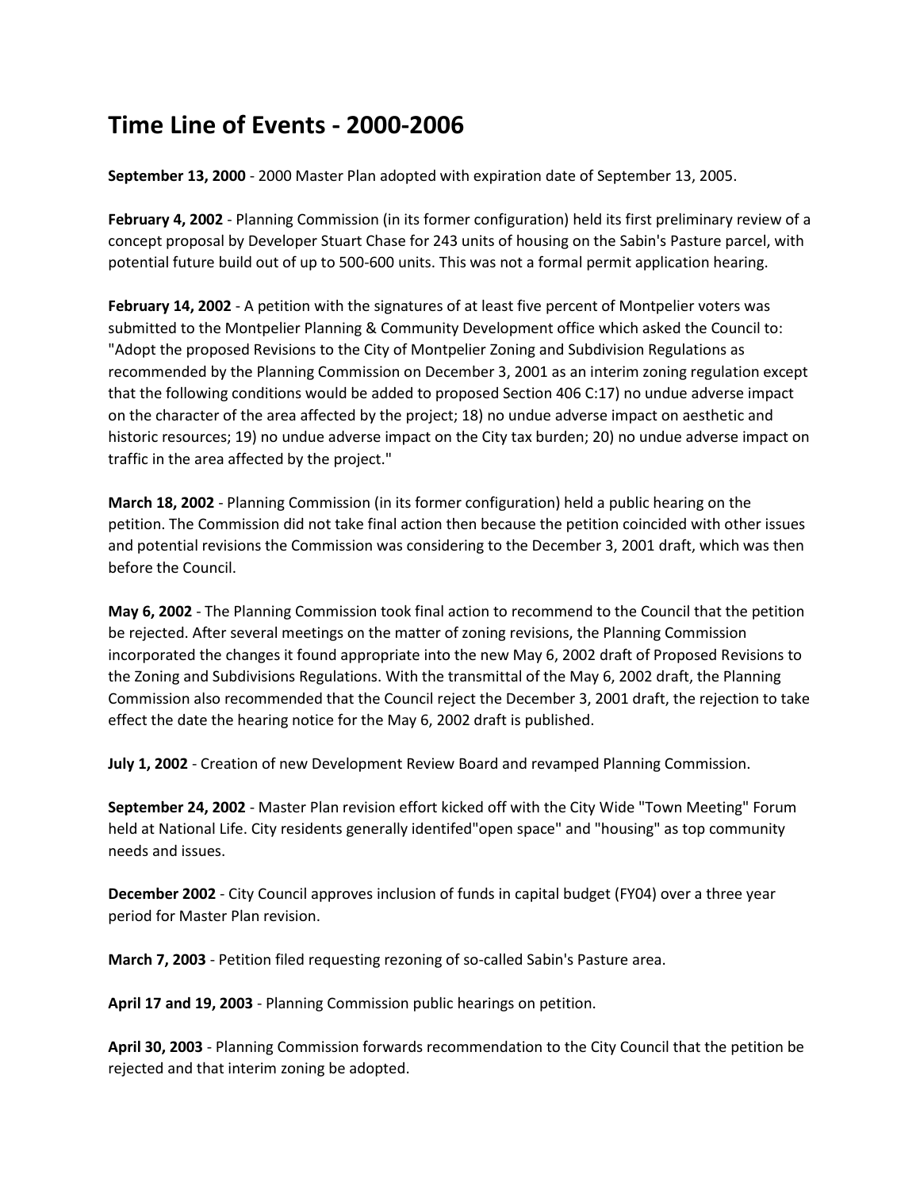# Time Line of Events - 2000-2006

**September 13, 2000** - 2000 Master Plan adopted with expiration date of September 13, 2005.

**February 4, 2002** - Planning Commission (in its former configuration) held its first preliminary review of a concept proposal by Developer Stuart Chase for 243 units of housing on the Sabin's Pasture parcel, with potential future build out of up to 500-600 units. This was not a formal permit application hearing.

**February 14, 2002** - A petition with the signatures of at least five percent of Montpelier voters was submitted to the Montpelier Planning & Community Development office which asked the Council to: "Adopt the proposed Revisions to the City of Montpelier Zoning and Subdivision Regulations as recommended by the Planning Commission on December 3, 2001 as an interim zoning regulation except that the following conditions would be added to proposed Section 406 C:17) no undue adverse impact on the character of the area affected by the project; 18) no undue adverse impact on aesthetic and historic resources; 19) no undue adverse impact on the City tax burden; 20) no undue adverse impact on traffic in the area affected by the project."

**March 18, 2002** - Planning Commission (in its former configuration) held a public hearing on the petition. The Commission did not take final action then because the petition coincided with other issues and potential revisions the Commission was considering to the December 3, 2001 draft, which was then before the Council.

**May 6, 2002** - The Planning Commission took final action to recommend to the Council that the petition be rejected. After several meetings on the matter of zoning revisions, the Planning Commission incorporated the changes it found appropriate into the new May 6, 2002 draft of Proposed Revisions to the Zoning and Subdivisions Regulations. With the transmittal of the May 6, 2002 draft, the Planning Commission also recommended that the Council reject the December 3, 2001 draft, the rejection to take effect the date the hearing notice for the May 6, 2002 draft is published.

**July 1, 2002** - Creation of new Development Review Board and revamped Planning Commission.

**September 24, 2002** - Master Plan revision effort kicked off with the City Wide "Town Meeting" Forum held at National Life. City residents generally identifed"open space" and "housing" as top community needs and issues.

**December 2002** - City Council approves inclusion of funds in capital budget (FY04) over a three year period for Master Plan revision.

**March 7, 2003** - Petition filed requesting rezoning of so-called Sabin's Pasture area.

**April 17 and 19, 2003** - Planning Commission public hearings on petition.

**April 30, 2003** - Planning Commission forwards recommendation to the City Council that the petition be rejected and that interim zoning be adopted.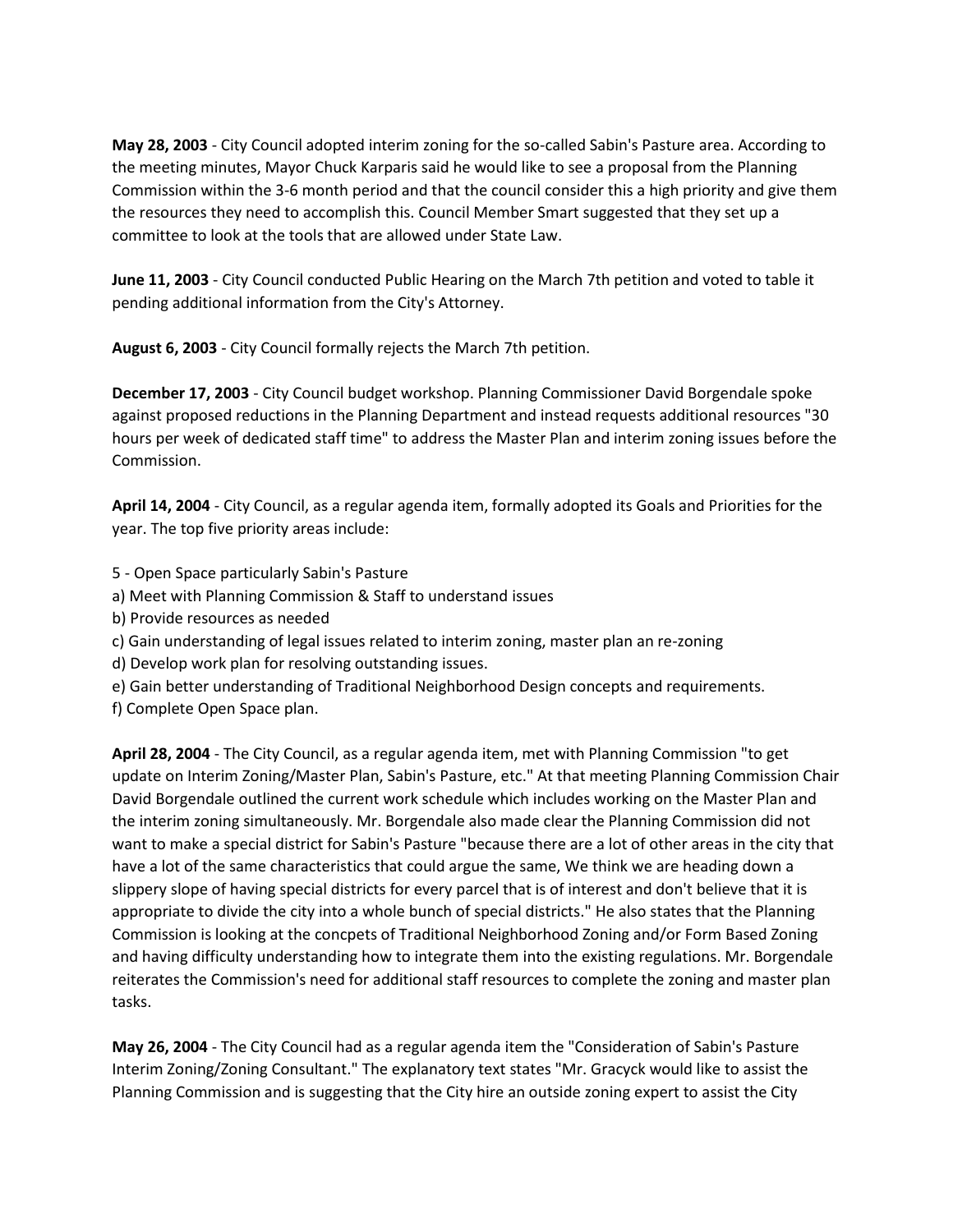**May 28, 2003** - City Council adopted interim zoning for the so-called Sabin's Pasture area. According to the meeting minutes, Mayor Chuck Karparis said he would like to see a proposal from the Planning Commission within the 3-6 month period and that the council consider this a high priority and give them the resources they need to accomplish this. Council Member Smart suggested that they set up a committee to look at the tools that are allowed under State Law.

**June 11, 2003** - City Council conducted Public Hearing on the March 7th petition and voted to table it pending additional information from the City's Attorney.

**August 6, 2003** - City Council formally rejects the March 7th petition.

**December 17, 2003** - City Council budget workshop. Planning Commissioner David Borgendale spoke against proposed reductions in the Planning Department and instead requests additional resources "30 hours per week of dedicated staff time" to address the Master Plan and interim zoning issues before the Commission.

**April 14, 2004** - City Council, as a regular agenda item, formally adopted its Goals and Priorities for the year. The top five priority areas include:

5 - Open Space particularly Sabin's Pasture
a) Meet with Planning Commission & Staff to understand issues
b) Provide resources as needed
c) Gain understanding of legal issues related to interim zoning, master plan an re-zoning
d) Develop work plan for resolving outstanding issues.
e) Gain better understanding of Traditional Neighborhood Design concepts and requirements.
f) Complete Open Space plan.

**April 28, 2004** - The City Council, as a regular agenda item, met with Planning Commission "to get update on Interim Zoning/Master Plan, Sabin's Pasture, etc." At that meeting Planning Commission Chair David Borgendale outlined the current work schedule which includes working on the Master Plan and the interim zoning simultaneously. Mr. Borgendale also made clear the Planning Commission did not want to make a special district for Sabin's Pasture "because there are a lot of other areas in the city that have a lot of the same characteristics that could argue the same, We think we are heading down a slippery slope of having special districts for every parcel that is of interest and don't believe that it is appropriate to divide the city into a whole bunch of special districts." He also states that the Planning Commission is looking at the concpets of Traditional Neighborhood Zoning and/or Form Based Zoning and having difficulty understanding how to integrate them into the existing regulations. Mr. Borgendale reiterates the Commission's need for additional staff resources to complete the zoning and master plan tasks.

**May 26, 2004** - The City Council had as a regular agenda item the "Consideration of Sabin's Pasture Interim Zoning/Zoning Consultant." The explanatory text states "Mr. Gracyck would like to assist the Planning Commission and is suggesting that the City hire an outside zoning expert to assist the City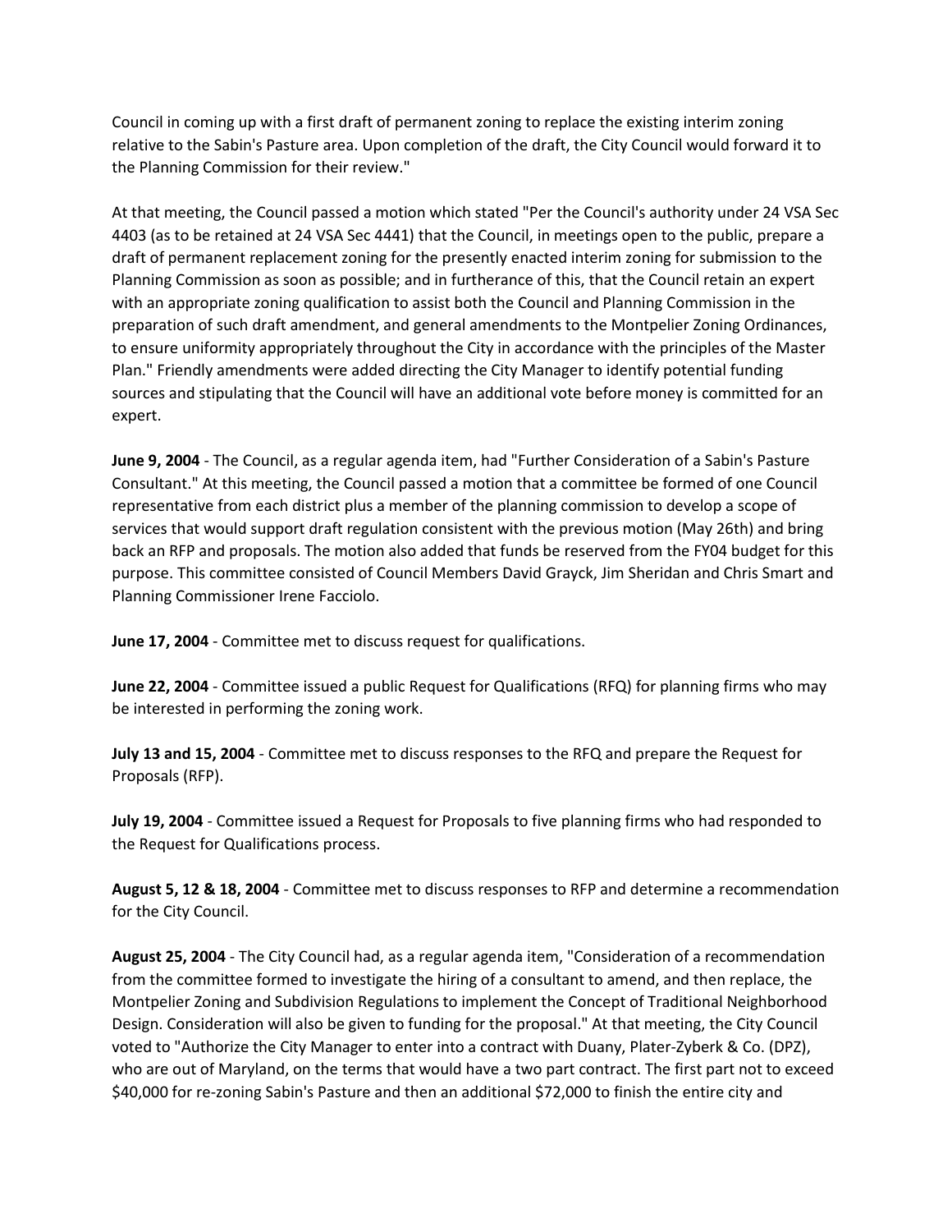Council in coming up with a first draft of permanent zoning to replace the existing interim zoning relative to the Sabin's Pasture area. Upon completion of the draft, the City Council would forward it to the Planning Commission for their review."

At that meeting, the Council passed a motion which stated "Per the Council's authority under 24 VSA Sec 4403 (as to be retained at 24 VSA Sec 4441) that the Council, in meetings open to the public, prepare a draft of permanent replacement zoning for the presently enacted interim zoning for submission to the Planning Commission as soon as possible; and in furtherance of this, that the Council retain an expert with an appropriate zoning qualification to assist both the Council and Planning Commission in the preparation of such draft amendment, and general amendments to the Montpelier Zoning Ordinances, to ensure uniformity appropriately throughout the City in accordance with the principles of the Master Plan." Friendly amendments were added directing the City Manager to identify potential funding sources and stipulating that the Council will have an additional vote before money is committed for an expert.

**June 9, 2004** - The Council, as a regular agenda item, had "Further Consideration of a Sabin's Pasture Consultant." At this meeting, the Council passed a motion that a committee be formed of one Council representative from each district plus a member of the planning commission to develop a scope of services that would support draft regulation consistent with the previous motion (May 26th) and bring back an RFP and proposals. The motion also added that funds be reserved from the FY04 budget for this purpose. This committee consisted of Council Members David Grayck, Jim Sheridan and Chris Smart and Planning Commissioner Irene Facciolo.

**June 17, 2004** - Committee met to discuss request for qualifications.

**June 22, 2004** - Committee issued a public Request for Qualifications (RFQ) for planning firms who may be interested in performing the zoning work.

**July 13 and 15, 2004** - Committee met to discuss responses to the RFQ and prepare the Request for Proposals (RFP).

**July 19, 2004** - Committee issued a Request for Proposals to five planning firms who had responded to the Request for Qualifications process.

**August 5, 12 & 18, 2004** - Committee met to discuss responses to RFP and determine a recommendation for the City Council.

**August 25, 2004** - The City Council had, as a regular agenda item, "Consideration of a recommendation from the committee formed to investigate the hiring of a consultant to amend, and then replace, the Montpelier Zoning and Subdivision Regulations to implement the Concept of Traditional Neighborhood Design. Consideration will also be given to funding for the proposal." At that meeting, the City Council voted to "Authorize the City Manager to enter into a contract with Duany, Plater-Zyberk & Co. (DPZ), who are out of Maryland, on the terms that would have a two part contract. The first part not to exceed $40,000 for re-zoning Sabin's Pasture and then an additional $72,000 to finish the entire city and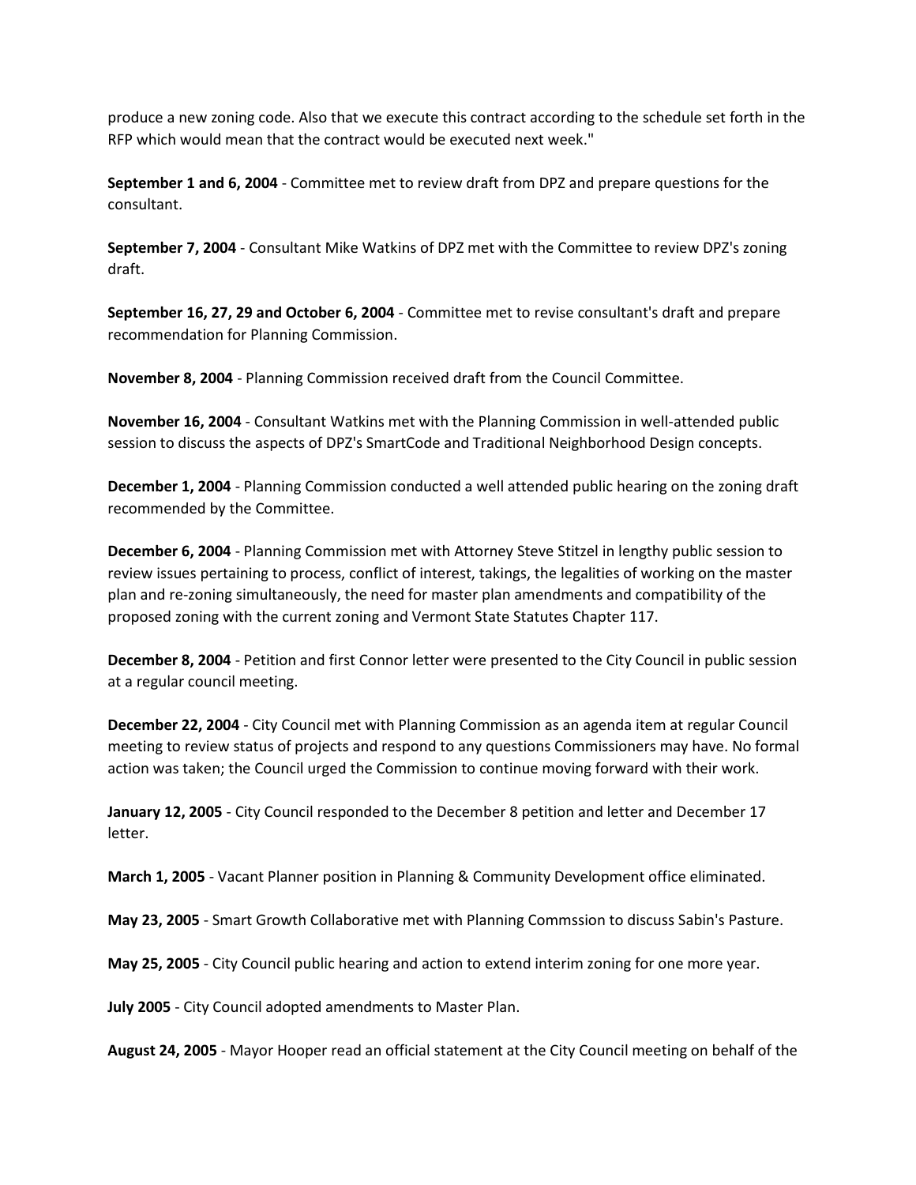produce a new zoning code. Also that we execute this contract according to the schedule set forth in the RFP which would mean that the contract would be executed next week."

**September 1 and 6, 2004** - Committee met to review draft from DPZ and prepare questions for the consultant.

**September 7, 2004** - Consultant Mike Watkins of DPZ met with the Committee to review DPZ's zoning draft.

**September 16, 27, 29 and October 6, 2004** - Committee met to revise consultant's draft and prepare recommendation for Planning Commission.

**November 8, 2004** - Planning Commission received draft from the Council Committee.

**November 16, 2004** - Consultant Watkins met with the Planning Commission in well-attended public session to discuss the aspects of DPZ's SmartCode and Traditional Neighborhood Design concepts.

**December 1, 2004** - Planning Commission conducted a well attended public hearing on the zoning draft recommended by the Committee.

**December 6, 2004** - Planning Commission met with Attorney Steve Stitzel in lengthy public session to review issues pertaining to process, conflict of interest, takings, the legalities of working on the master plan and re-zoning simultaneously, the need for master plan amendments and compatibility of the proposed zoning with the current zoning and Vermont State Statutes Chapter 117.

**December 8, 2004** - Petition and first Connor letter were presented to the City Council in public session at a regular council meeting.

**December 22, 2004** - City Council met with Planning Commission as an agenda item at regular Council meeting to review status of projects and respond to any questions Commissioners may have. No formal action was taken; the Council urged the Commission to continue moving forward with their work.

**January 12, 2005** - City Council responded to the December 8 petition and letter and December 17 letter.

**March 1, 2005** - Vacant Planner position in Planning & Community Development office eliminated.

**May 23, 2005** - Smart Growth Collaborative met with Planning Commssion to discuss Sabin's Pasture.

**May 25, 2005** - City Council public hearing and action to extend interim zoning for one more year.

**July 2005** - City Council adopted amendments to Master Plan.

**August 24, 2005** - Mayor Hooper read an official statement at the City Council meeting on behalf of the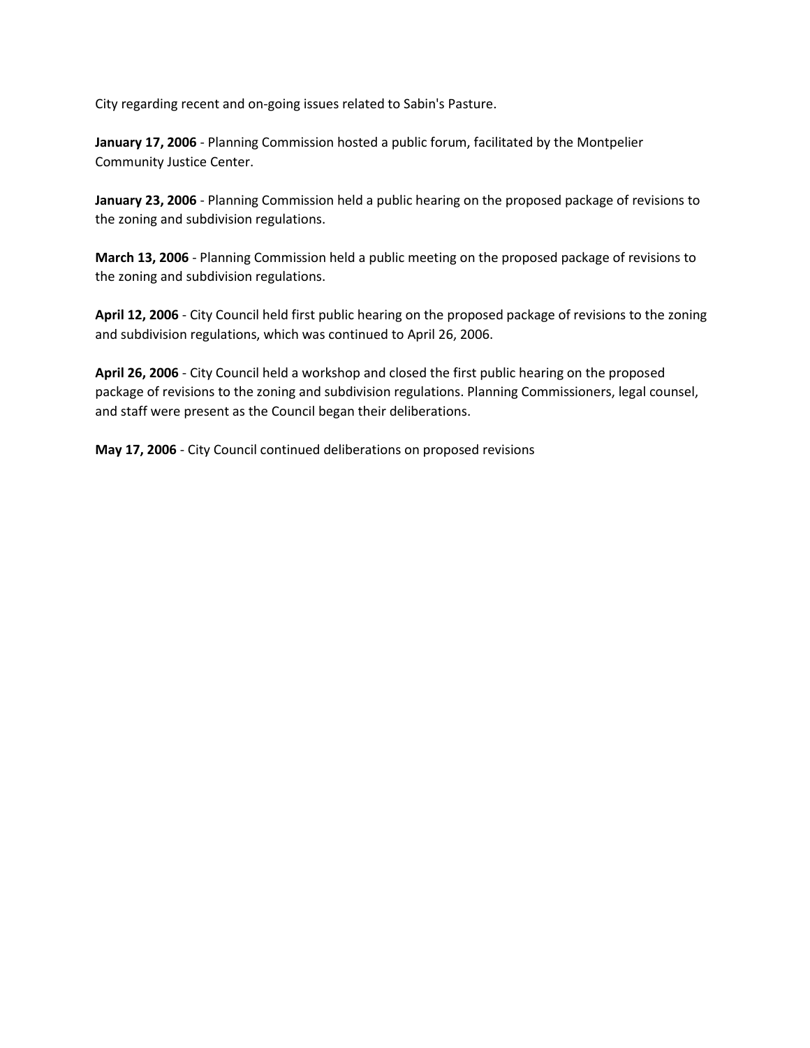City regarding recent and on-going issues related to Sabin's Pasture.

**January 17, 2006** - Planning Commission hosted a public forum, facilitated by the Montpelier Community Justice Center.

**January 23, 2006** - Planning Commission held a public hearing on the proposed package of revisions to the zoning and subdivision regulations.

**March 13, 2006** - Planning Commission held a public meeting on the proposed package of revisions to the zoning and subdivision regulations.

**April 12, 2006** - City Council held first public hearing on the proposed package of revisions to the zoning and subdivision regulations, which was continued to April 26, 2006.

**April 26, 2006** - City Council held a workshop and closed the first public hearing on the proposed package of revisions to the zoning and subdivision regulations. Planning Commissioners, legal counsel, and staff were present as the Council began their deliberations.

**May 17, 2006** - City Council continued deliberations on proposed revisions